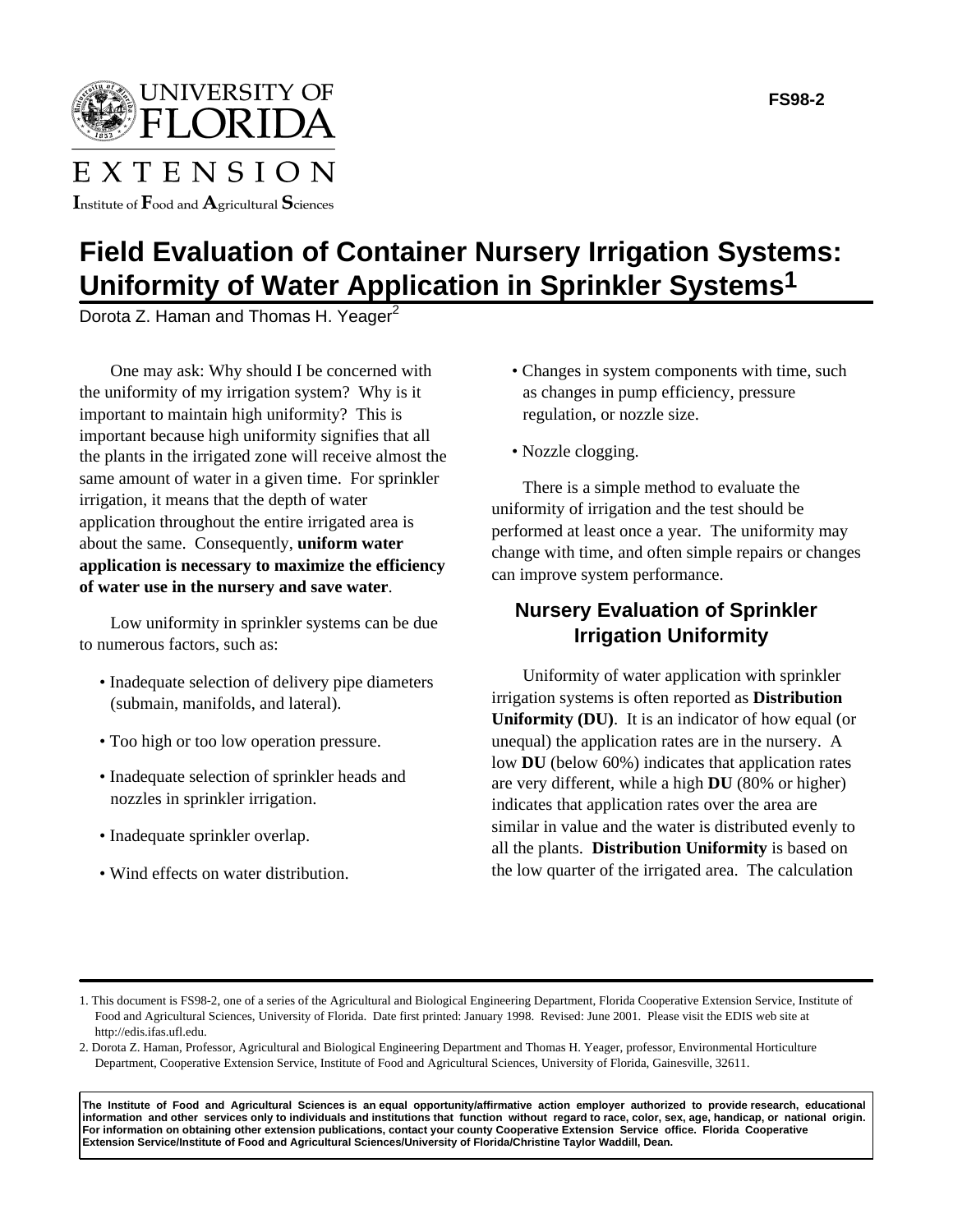UNIVERSITY OF FLORIDA

EXTENSION

Institute of Food and Agricultural Sciences

FS98-2

# Field Evaluation of Container Nursery Irrigation Systems: Uniformity of Water Application in Sprinkler Systems[1]

Dorota Z. Haman and Thomas H. Yeager[2]

One may ask: Why should I be concerned with the uniformity of my irrigation system? Why is it important to maintain high uniformity? This is important because high uniformity signifies that all the plants in the irrigated zone will receive almost the same amount of water in a given time. For sprinkler irrigation, it means that the depth of water application throughout the entire irrigated area is about the same. Consequently, **uniform water application is necessary to maximize the efficiency of water use in the nursery and save water**.

Low uniformity in sprinkler systems can be due to numerous factors, such as:

- Inadequate selection of delivery pipe diameters (submain, manifolds, and lateral).
- Too high or too low operation pressure.
- Inadequate selection of sprinkler heads and nozzles in sprinkler irrigation.
- Inadequate sprinkler overlap.
- Wind effects on water distribution.
- Changes in system components with time, such as changes in pump efficiency, pressure regulation, or nozzle size.
- Nozzle clogging.

There is a simple method to evaluate the uniformity of irrigation and the test should be performed at least once a year. The uniformity may change with time, and often simple repairs or changes can improve system performance.

## Nursery Evaluation of Sprinkler Irrigation Uniformity

Uniformity of water application with sprinkler irrigation systems is often reported as **Distribution Uniformity (DU)**. It is an indicator of how equal (or unequal) the application rates are in the nursery. A low **DU** (below 60%) indicates that application rates are very different, while a high **DU** (80% or higher) indicates that application rates over the area are similar in value and the water is distributed evenly to all the plants. **Distribution Uniformity** is based on the low quarter of the irrigated area. The calculation

---

1. This document is FS98-2, one of a series of the Agricultural and Biological Engineering Department, Florida Cooperative Extension Service, Institute of Food and Agricultural Sciences, University of Florida. Date first printed: January 1998. Revised: June 2001. Please visit the EDIS web site at http://edis.ifas.ufl.edu.

2. Dorota Z. Haman, Professor, Agricultural and Biological Engineering Department and Thomas H. Yeager, professor, Environmental Horticulture Department, Cooperative Extension Service, Institute of Food and Agricultural Sciences, University of Florida, Gainesville, 32611.

**The Institute of Food and Agricultural Sciences is an equal opportunity/affirmative action employer authorized to provide research, educational information and other services only to individuals and institutions that function without regard to race, color, sex, age, handicap, or national origin. For information on obtaining other extension publications, contact your county Cooperative Extension Service office. Florida Cooperative Extension Service/Institute of Food and Agricultural Sciences/University of Florida/Christine Taylor Waddill, Dean.**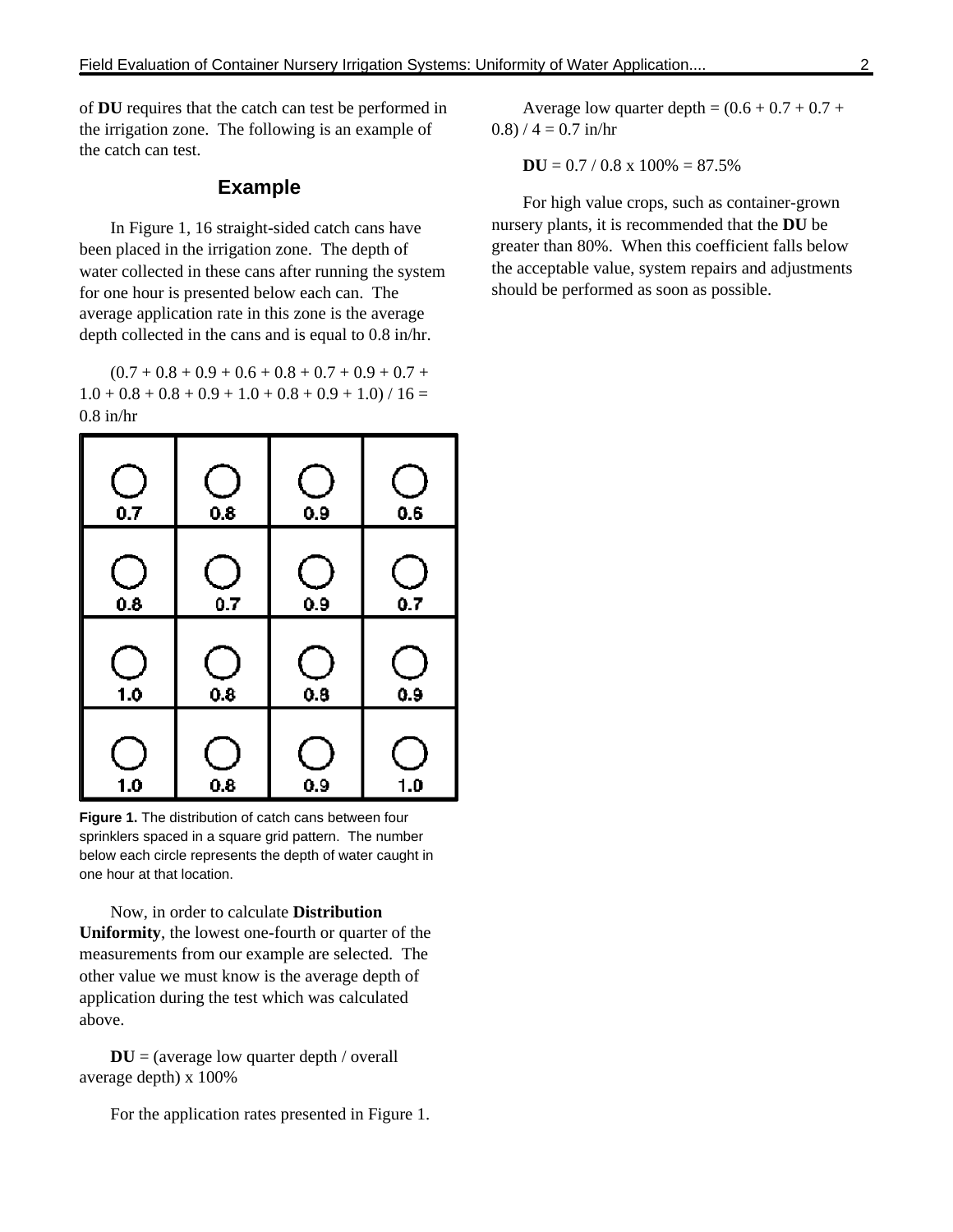of **DU** requires that the catch can test be performed in the irrigation zone. The following is an example of the catch can test.

## Example

In Figure 1, 16 straight-sided catch cans have been placed in the irrigation zone. The depth of water collected in these cans after running the system for one hour is presented below each can. The average application rate in this zone is the average depth collected in the cans and is equal to 0.8 in/hr.

(0.7 + 0.8 + 0.9 + 0.6 + 0.8 + 0.7 + 0.9 + 0.7 + 1.0 + 0.8 + 0.8 + 0.9 + 1.0 + 0.8 + 0.9 + 1.0) / 16 = 0.8 in/hr

| | | | |
|---|---|---|---|
| 0.7 | 0.8 | 0.9 | 0.6 |
| 0.8 | 0.7 | 0.9 | 0.7 |
| 1.0 | 0.8 | 0.8 | 0.9 |
| 1.0 | 0.8 | 0.9 | 1.0 |

**Figure 1.** The distribution of catch cans between four sprinklers spaced in a square grid pattern. The number below each circle represents the depth of water caught in one hour at that location.

Now, in order to calculate **Distribution Uniformity**, the lowest one-fourth or quarter of the measurements from our example are selected. The other value we must know is the average depth of application during the test which was calculated above.

**DU** = (average low quarter depth / overall average depth) x 100%

For the application rates presented in Figure 1.

Average low quarter depth = (0.6 + 0.7 + 0.7 + 0.8) / 4 = 0.7 in/hr

**DU** = 0.7 / 0.8 x 100% = 87.5%

For high value crops, such as container-grown nursery plants, it is recommended that the **DU** be greater than 80%. When this coefficient falls below the acceptable value, system repairs and adjustments should be performed as soon as possible.